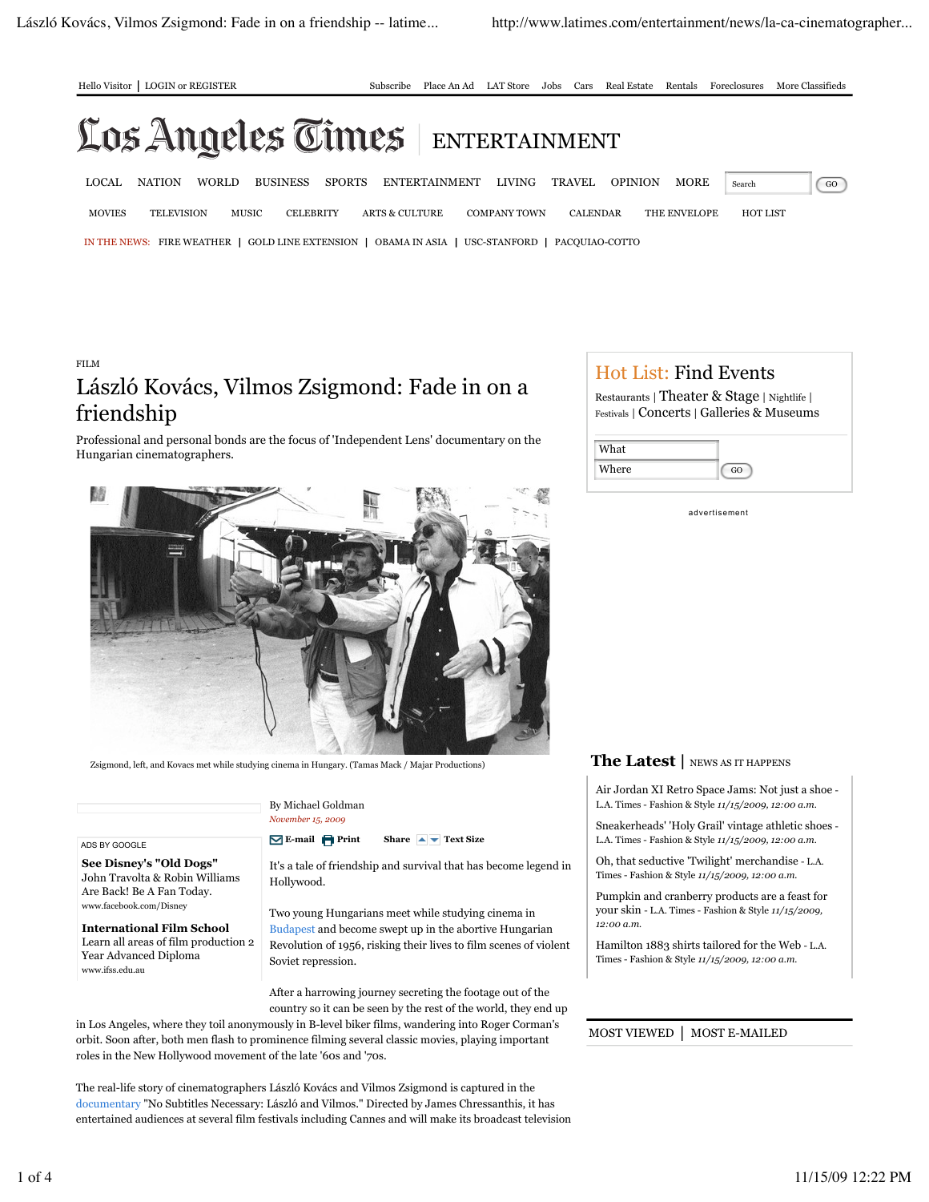FILM

# László Kovács, Vilmos Zsigmond: Fade in on a friendship

Professional and personal bonds are the focus of 'Independent Lens' documentary on the Hungarian cinematographers.

Zsigmond, left, and Kovacs met while studying cinema in Hungary. (Tamas Mack / Majar Productions)

By Michael Goldman

*November 15, 2009*

It's a tale of friendship and survival that has become legend in Hollywood.

Two young Hungarians meet while studying cinema in Budapest and become swept up in the abortive Hungarian Revolution of 1956, risking their lives to film scenes of violent Soviet repression.

After a harrowing journey secreting the footage out of the country so it can be seen by the rest of the world, they end up in Los Angeles, where they toil anonymously in B-level biker films, wandering into Roger Corman's orbit. Soon after, both men flash to prominence filming several classic movies, playing important roles in the New Hollywood movement of the late '60s and '70s.

The real-life story of cinematographers László Kovács and Vilmos Zsigmond is captured in the documentary "No Subtitles Necessary: László and Vilmos." Directed by James Chressanthis, it has entertained audiences at several film festivals including Cannes and will make its broadcast television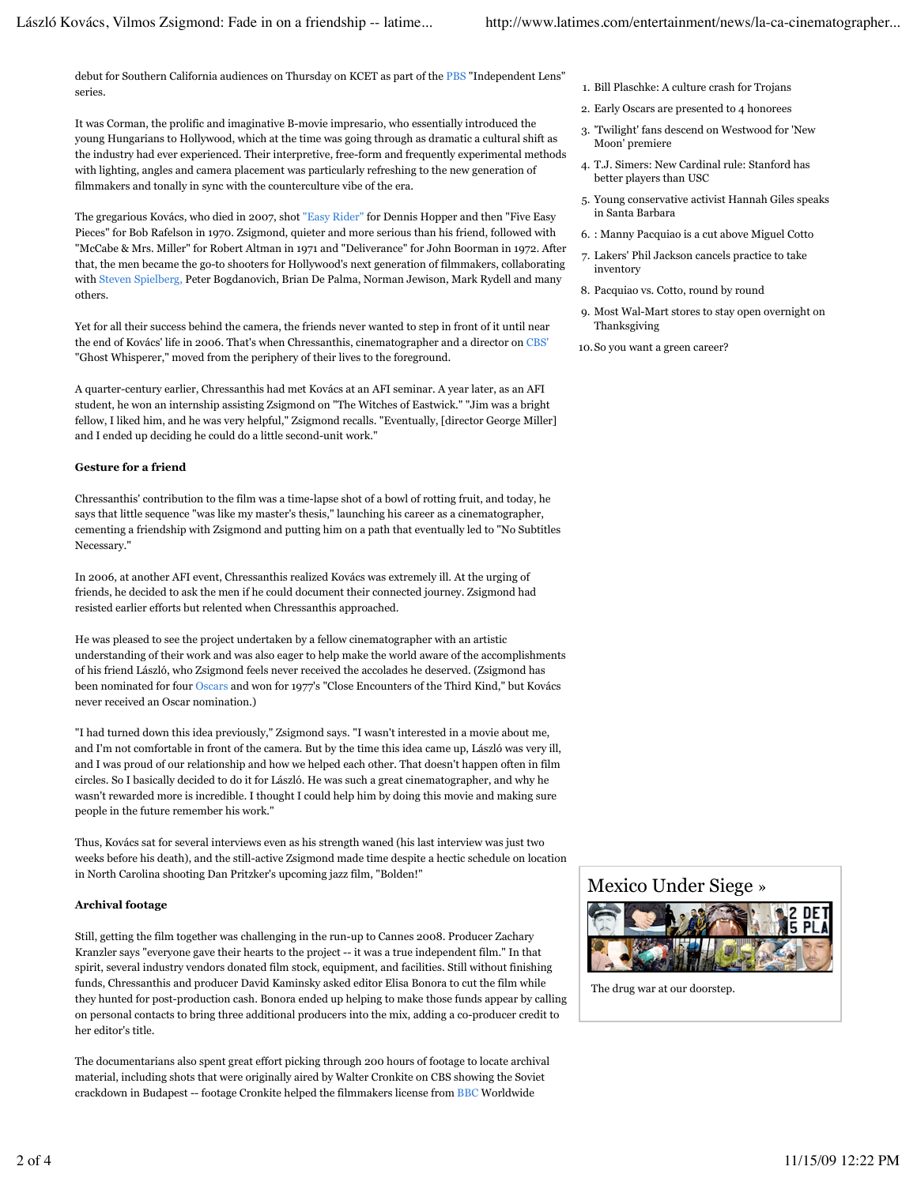debut for Southern California audiences on Thursday on KCET as part of the PBS "Independent Lens" series.

It was Corman, the prolific and imaginative B-movie impresario, who essentially introduced the young Hungarians to Hollywood, which at the time was going through as dramatic a cultural shift as the industry had ever experienced. Their interpretive, free-form and frequently experimental methods with lighting, angles and camera placement was particularly refreshing to the new generation of filmmakers and tonally in sync with the counterculture vibe of the era.

The gregarious Kovács, who died in 2007, shot "Easy Rider" for Dennis Hopper and then "Five Easy Pieces" for Bob Rafelson in 1970. Zsigmond, quieter and more serious than his friend, followed with "McCabe & Mrs. Miller" for Robert Altman in 1971 and "Deliverance" for John Boorman in 1972. After that, the men became the go-to shooters for Hollywood's next generation of filmmakers, collaborating with Steven Spielberg, Peter Bogdanovich, Brian De Palma, Norman Jewison, Mark Rydell and many others.

Yet for all their success behind the camera, the friends never wanted to step in front of it until near the end of Kovács' life in 2006. That's when Chressanthis, cinematographer and a director on CBS' "Ghost Whisperer," moved from the periphery of their lives to the foreground.

A quarter-century earlier, Chressanthis had met Kovács at an AFI seminar. A year later, as an AFI student, he won an internship assisting Zsigmond on "The Witches of Eastwick." "Jim was a bright fellow, I liked him, and he was very helpful," Zsigmond recalls. "Eventually, [director George Miller] and I ended up deciding he could do a little second-unit work."

**Gesture for a friend**

Chressanthis' contribution to the film was a time-lapse shot of a bowl of rotting fruit, and today, he says that little sequence "was like my master's thesis," launching his career as a cinematographer, cementing a friendship with Zsigmond and putting him on a path that eventually led to "No Subtitles Necessary."

In 2006, at another AFI event, Chressanthis realized Kovács was extremely ill. At the urging of friends, he decided to ask the men if he could document their connected journey. Zsigmond had resisted earlier efforts but relented when Chressanthis approached.

He was pleased to see the project undertaken by a fellow cinematographer with an artistic understanding of their work and was also eager to help make the world aware of the accomplishments of his friend László, who Zsigmond feels never received the accolades he deserved. (Zsigmond has been nominated for four Oscars and won for 1977's "Close Encounters of the Third Kind," but Kovács never received an Oscar nomination.)

"I had turned down this idea previously," Zsigmond says. "I wasn't interested in a movie about me, and I'm not comfortable in front of the camera. But by the time this idea came up, László was very ill, and I was proud of our relationship and how we helped each other. That doesn't happen often in film circles. So I basically decided to do it for László. He was such a great cinematographer, and why he wasn't rewarded more is incredible. I thought I could help him by doing this movie and making sure people in the future remember his work."

Thus, Kovács sat for several interviews even as his strength waned (his last interview was just two weeks before his death), and the still-active Zsigmond made time despite a hectic schedule on location in North Carolina shooting Dan Pritzker's upcoming jazz film, "Bolden!"

**Archival footage**

Still, getting the film together was challenging in the run-up to Cannes 2008. Producer Zachary Kranzler says "everyone gave their hearts to the project -- it was a true independent film." In that spirit, several industry vendors donated film stock, equipment, and facilities. Still without finishing funds, Chressanthis and producer David Kaminsky asked editor Elisa Bonora to cut the film while they hunted for post-production cash. Bonora ended up helping to make those funds appear by calling on personal contacts to bring three additional producers into the mix, adding a co-producer credit to her editor's title.

The documentarians also spent great effort picking through 200 hours of footage to locate archival material, including shots that were originally aired by Walter Cronkite on CBS showing the Soviet crackdown in Budapest -- footage Cronkite helped the filmmakers license from BBC Worldwide

1. Bill Plaschke: A culture crash for Trojans
2. Early Oscars are presented to 4 honorees
3. 'Twilight' fans descend on Westwood for 'New Moon' premiere
4. T.J. Simers: New Cardinal rule: Stanford has better players than USC
5. Young conservative activist Hannah Giles speaks in Santa Barbara
6. : Manny Pacquiao is a cut above Miguel Cotto
7. Lakers' Phil Jackson cancels practice to take inventory
8. Pacquiao vs. Cotto, round by round
9. Most Wal-Mart stores to stay open overnight on Thanksgiving
10. So you want a green career?

Mexico Under Siege »

The drug war at our doorstep.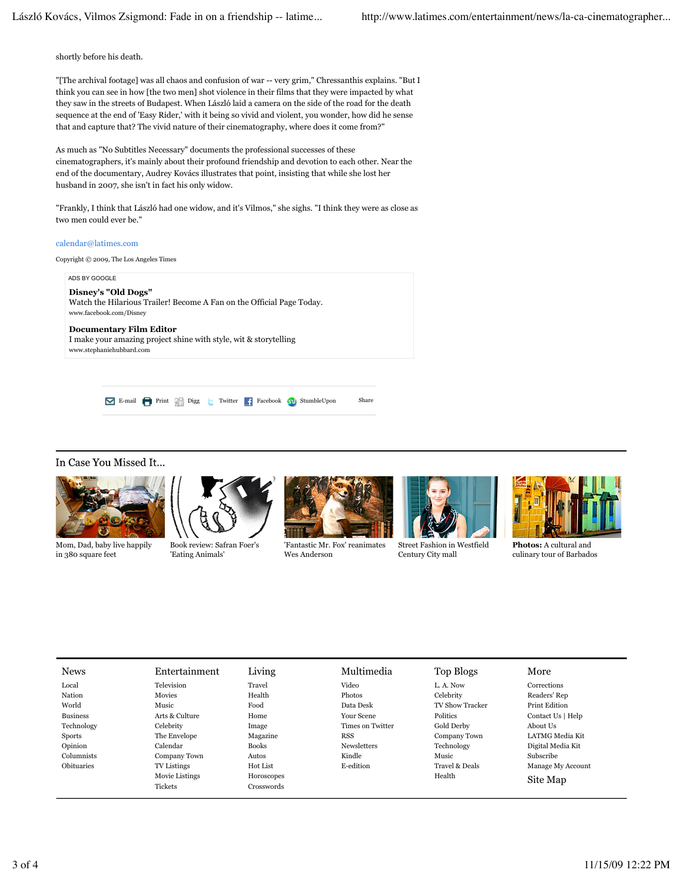shortly before his death.

"[The archival footage] was all chaos and confusion of war -- very grim," Chressanthis explains. "But I think you can see in how [the two men] shot violence in their films that they were impacted by what they saw in the streets of Budapest. When László laid a camera on the side of the road for the death sequence at the end of 'Easy Rider,' with it being so vivid and violent, you wonder, how did he sense that and capture that? The vivid nature of their cinematography, where does it come from?"

As much as "No Subtitles Necessary" documents the professional successes of these cinematographers, it's mainly about their profound friendship and devotion to each other. Near the end of the documentary, Audrey Kovács illustrates that point, insisting that while she lost her husband in 2007, she isn't in fact his only widow.

"Frankly, I think that László had one widow, and it's Vilmos," she sighs. "I think they were as close as two men could ever be."

calendar@latimes.com

Copyright © 2009, The Los Angeles Times

ADS BY GOOGLE

**Disney's "Old Dogs"**
Watch the Hilarious Trailer! Become A Fan on the Official Page Today.
www.facebook.com/Disney

**Documentary Film Editor**
I make your amazing project shine with style, wit & storytelling
www.stephaniehubbard.com

E-mail | Print | Digg | Twitter | Facebook | StumbleUpon | Share

## In Case You Missed It...

- Mom, Dad, baby live happily in 380 square feet
- Book review: Safran Foer's 'Eating Animals'
- 'Fantastic Mr. Fox' reanimates Wes Anderson
- Street Fashion in Westfield Century City mall
- **Photos:** A cultural and culinary tour of Barbados

| News | Entertainment | Living | Multimedia | Top Blogs | More |
|---|---|---|---|---|---|
| Local | Television | Travel | Video | L. A. Now | Corrections |
| Nation | Movies | Health | Photos | Celebrity | Readers' Rep |
| World | Music | Food | Data Desk | TV Show Tracker | Print Edition |
| Business | Arts & Culture | Home | Your Scene | Politics | Contact Us \| Help |
| Technology | Celebrity | Image | Times on Twitter | Gold Derby | About Us |
| Sports | The Envelope | Magazine | RSS | Company Town | LATMG Media Kit |
| Opinion | Calendar | Books | Newsletters | Technology | Digital Media Kit |
| Columnists | Company Town | Autos | Kindle | Music | Subscribe |
| Obituaries | TV Listings | Hot List | E-edition | Travel & Deals | Manage My Account |
| | Movie Listings | Horoscopes | | Health | Site Map |
| | Tickets | Crosswords | | | |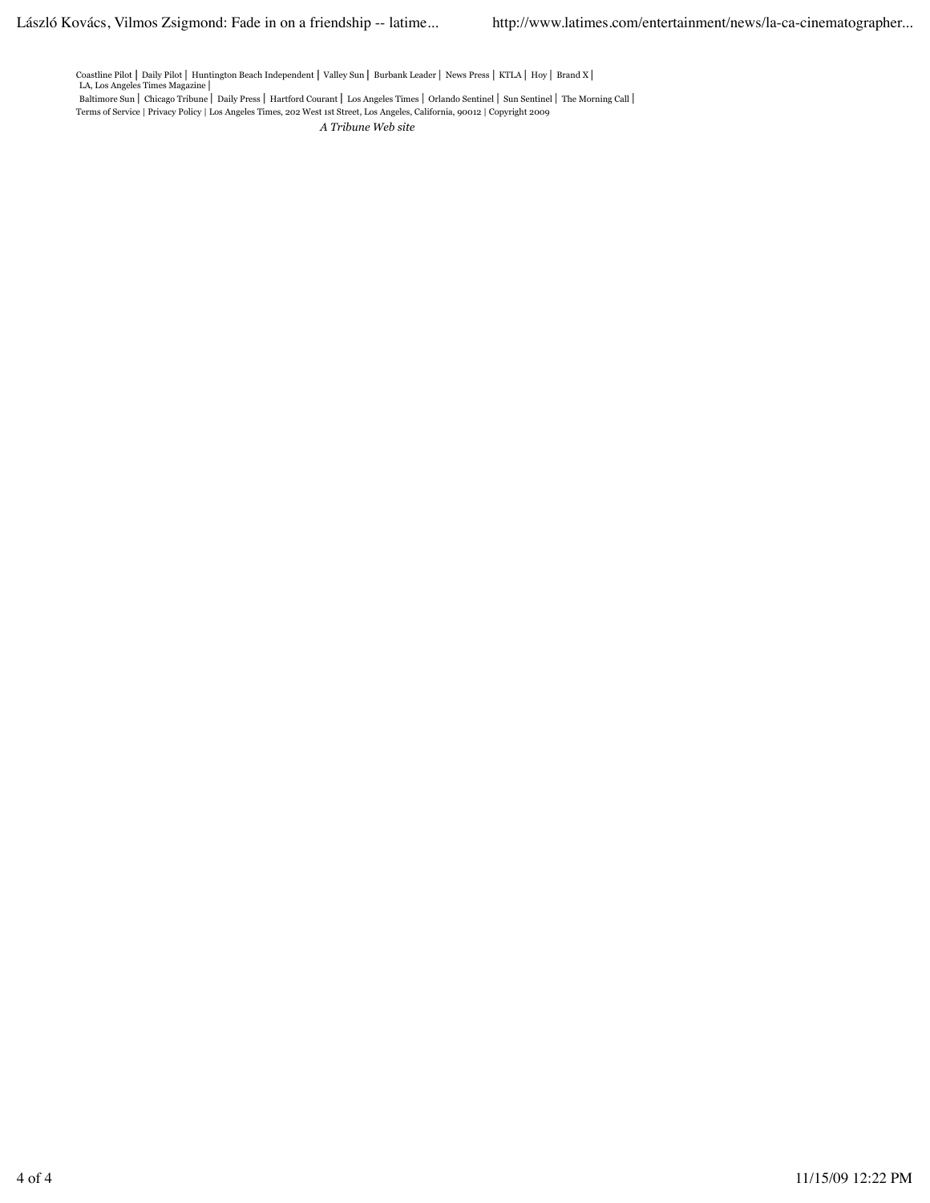Coastline Pilot | Daily Pilot | Huntington Beach Independent | Valley Sun | Burbank Leader | News Press | KTLA | Hoy | Brand X |
LA, Los Angeles Times Magazine |
Baltimore Sun | Chicago Tribune | Daily Press | Hartford Courant | Los Angeles Times | Orlando Sentinel | Sun Sentinel | The Morning Call |
Terms of Service | Privacy Policy | Los Angeles Times, 202 West 1st Street, Los Angeles, California, 90012 | Copyright 2009

*A Tribune Web site*